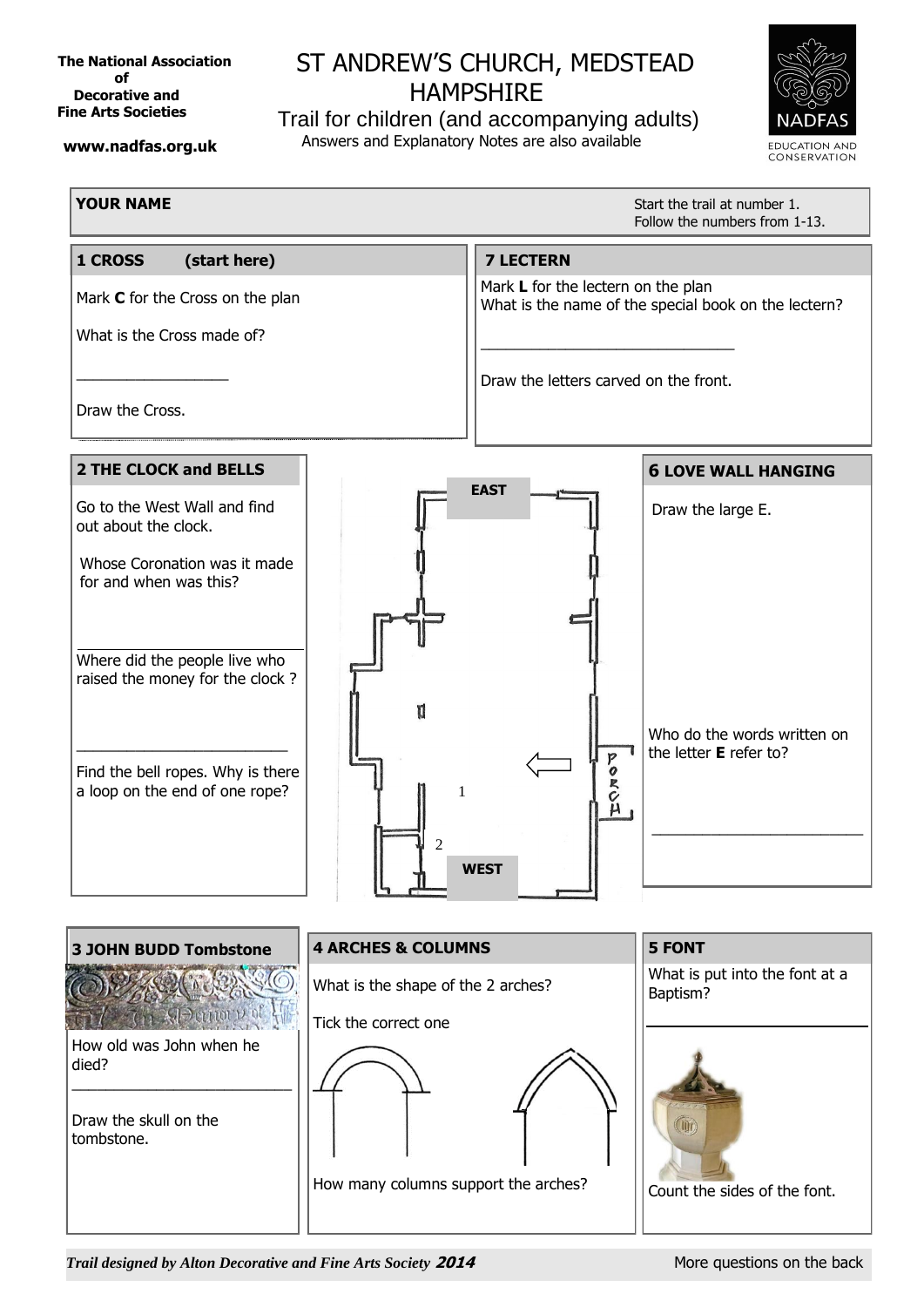The National Association of Decorative and Fine Arts Societies

www.nadfas.org.uk

# ST ANDREW'S CHURCH, MEDSTEAD HAMPSHIRE

Trail for children (and accompanying adults)

Answers and Explanatory Notes are also available

NADFAS EDUCATION AND CONSERVATION

**YOUR NAME**

Start the trail at number 1.
Follow the numbers from 1-13.

## 1 CROSS (start here)

Mark **C** for the Cross on the plan

What is the Cross made of?

__________________

Draw the Cross.

## 7 LECTERN

Mark **L** for the lectern on the plan
What is the name of the special book on the lectern?

______________________________

Draw the letters carved on the front.

## 2 THE CLOCK and BELLS

Go to the West Wall and find out about the clock.

Whose Coronation was it made for and when was this?

__________________________

Where did the people live who raised the money for the clock ?

__________________________

Find the bell ropes. Why is there a loop on the end of one rope?

EAST

PORCH

1

2

WEST

## 6 LOVE WALL HANGING

Draw the large E.

Who do the words written on the letter **E** refer to?

__________________________

## 3 JOHN BUDD Tombstone

How old was John when he died?

__________________________

Draw the skull on the tombstone.

## 4 ARCHES & COLUMNS

What is the shape of the 2 arches?

Tick the correct one

How many columns support the arches?

## 5 FONT

What is put into the font at a Baptism?

__________________________

Count the sides of the font.

*Trail designed by Alton Decorative and Fine Arts Society* ***2014***

More questions on the back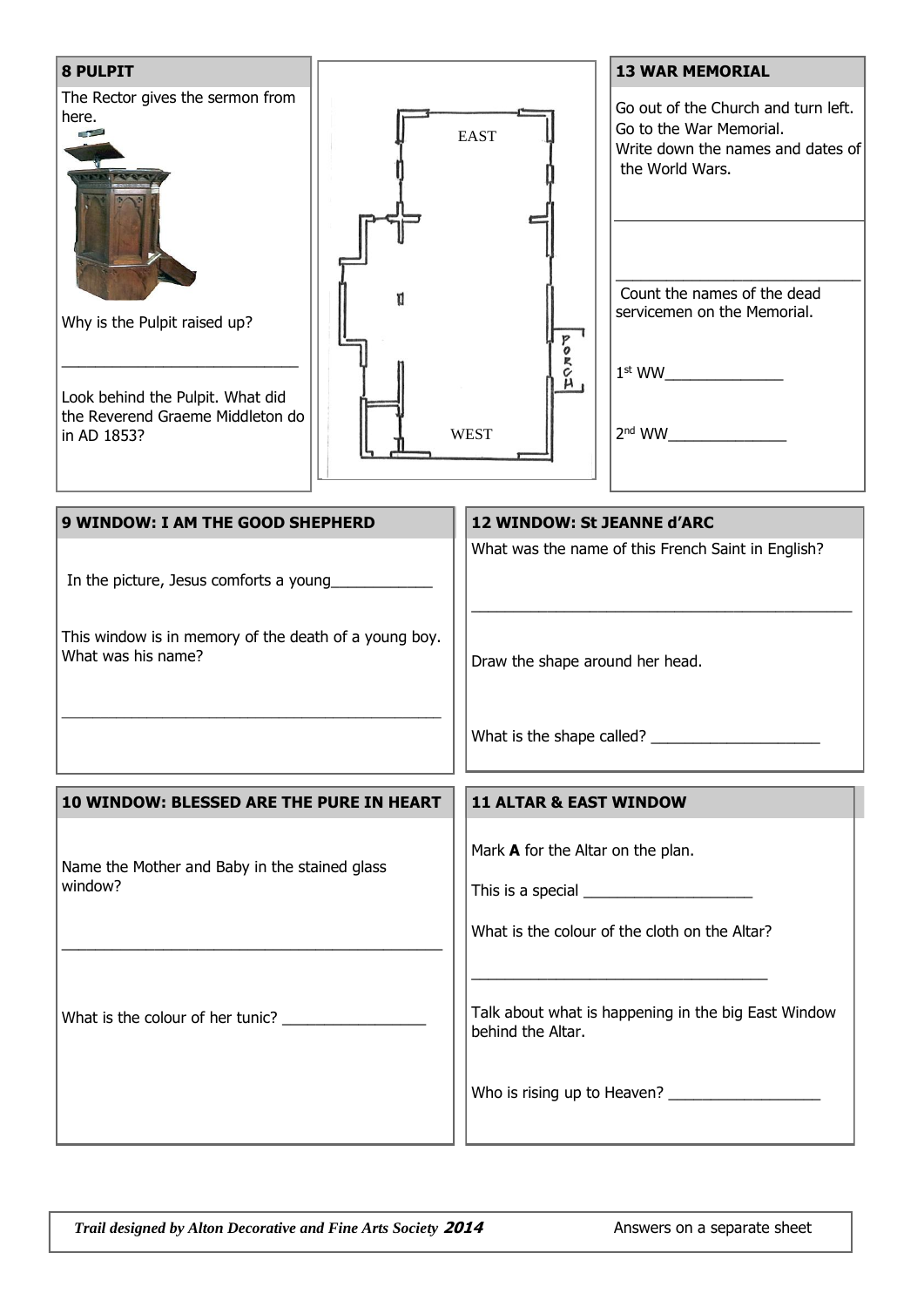## 8 PULPIT

The Rector gives the sermon from here.

Why is the Pulpit raised up?

___________________________

Look behind the Pulpit. What did the Reverend Graeme Middleton do in AD 1853?

EAST

PORCH

WEST

## 13 WAR MEMORIAL

Go out of the Church and turn left.
Go to the War Memorial.
Write down the names and dates of the World Wars.

___________________________

___________________________

Count the names of the dead servicemen on the Memorial.

1st WW______________

2nd WW______________

## 9 WINDOW: I AM THE GOOD SHEPHERD

In the picture, Jesus comforts a young____________

This window is in memory of the death of a young boy. What was his name?

_____________________________________________

## 12 WINDOW: St JEANNE d'ARC

What was the name of this French Saint in English?

_____________________________________________

Draw the shape around her head.

What is the shape called? ____________________

## 10 WINDOW: BLESSED ARE THE PURE IN HEART

Name the Mother and Baby in the stained glass window?

_____________________________________________

What is the colour of her tunic? _________________

## 11 ALTAR & EAST WINDOW

Mark **A** for the Altar on the plan.

This is a special ____________________

What is the colour of the cloth on the Altar?

___________________________________

Talk about what is happening in the big East Window behind the Altar.

Who is rising up to Heaven? __________________

*Trail designed by Alton Decorative and Fine Arts Society* ***2014*** Answers on a separate sheet